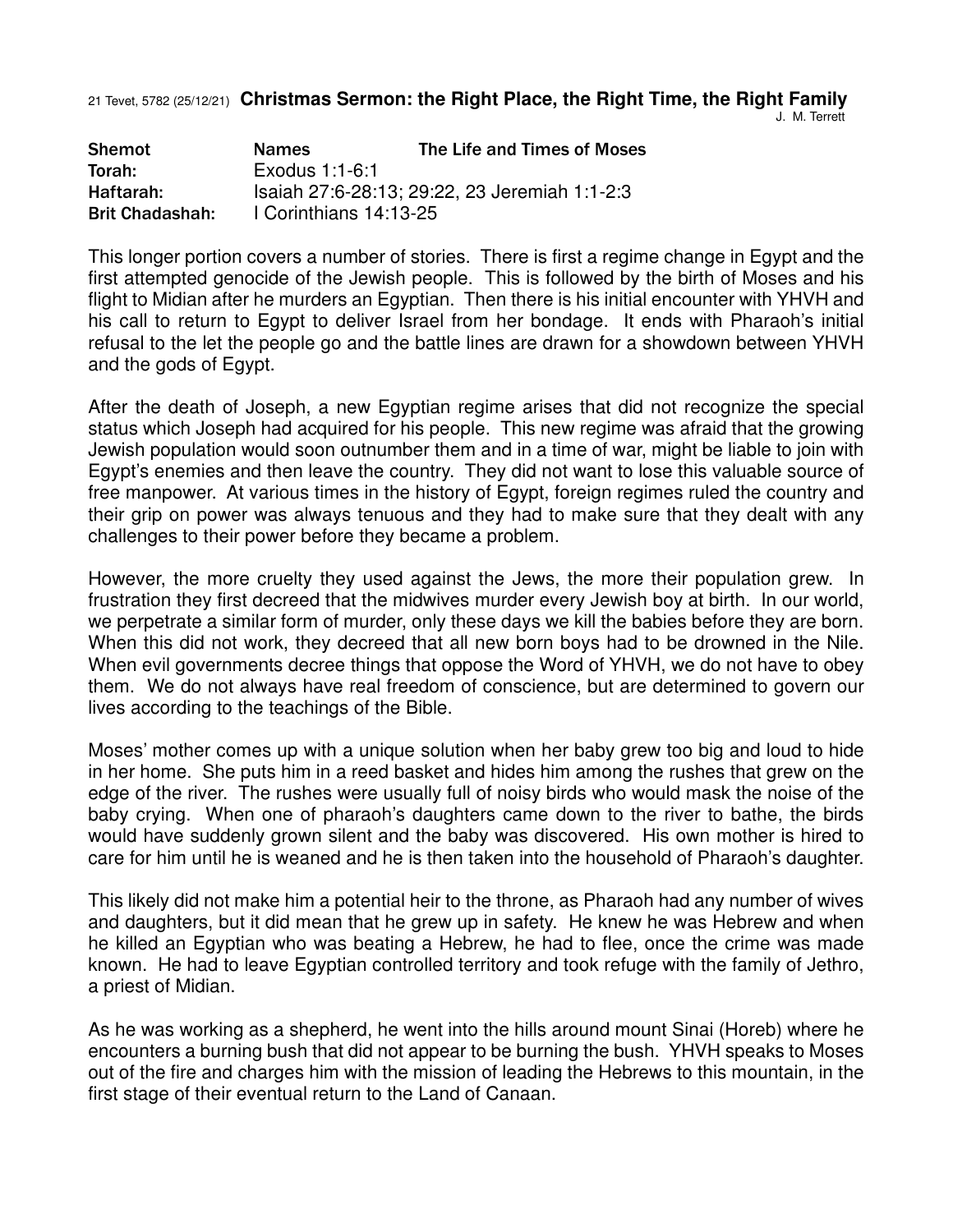21 Tevet, 5782 (25/12/21) **Christmas Sermon: the Right Place, the Right Time, the Right Family**

J. M. Terrett

| | | |
|---|---|---|
| **Shemot** | **Names** | **The Life and Times of Moses** |
| **Torah:** | Exodus 1:1-6:1 | |
| **Haftarah:** | Isaiah 27:6-28:13; 29:22, 23 Jeremiah 1:1-2:3 | |
| **Brit Chadashah:** | I Corinthians 14:13-25 | |

This longer portion covers a number of stories. There is first a regime change in Egypt and the first attempted genocide of the Jewish people. This is followed by the birth of Moses and his flight to Midian after he murders an Egyptian. Then there is his initial encounter with YHVH and his call to return to Egypt to deliver Israel from her bondage. It ends with Pharaoh's initial refusal to the let the people go and the battle lines are drawn for a showdown between YHVH and the gods of Egypt.

After the death of Joseph, a new Egyptian regime arises that did not recognize the special status which Joseph had acquired for his people. This new regime was afraid that the growing Jewish population would soon outnumber them and in a time of war, might be liable to join with Egypt's enemies and then leave the country. They did not want to lose this valuable source of free manpower. At various times in the history of Egypt, foreign regimes ruled the country and their grip on power was always tenuous and they had to make sure that they dealt with any challenges to their power before they became a problem.

However, the more cruelty they used against the Jews, the more their population grew. In frustration they first decreed that the midwives murder every Jewish boy at birth. In our world, we perpetrate a similar form of murder, only these days we kill the babies before they are born. When this did not work, they decreed that all new born boys had to be drowned in the Nile. When evil governments decree things that oppose the Word of YHVH, we do not have to obey them. We do not always have real freedom of conscience, but are determined to govern our lives according to the teachings of the Bible.

Moses' mother comes up with a unique solution when her baby grew too big and loud to hide in her home. She puts him in a reed basket and hides him among the rushes that grew on the edge of the river. The rushes were usually full of noisy birds who would mask the noise of the baby crying. When one of pharaoh's daughters came down to the river to bathe, the birds would have suddenly grown silent and the baby was discovered. His own mother is hired to care for him until he is weaned and he is then taken into the household of Pharaoh's daughter.

This likely did not make him a potential heir to the throne, as Pharaoh had any number of wives and daughters, but it did mean that he grew up in safety. He knew he was Hebrew and when he killed an Egyptian who was beating a Hebrew, he had to flee, once the crime was made known. He had to leave Egyptian controlled territory and took refuge with the family of Jethro, a priest of Midian.

As he was working as a shepherd, he went into the hills around mount Sinai (Horeb) where he encounters a burning bush that did not appear to be burning the bush. YHVH speaks to Moses out of the fire and charges him with the mission of leading the Hebrews to this mountain, in the first stage of their eventual return to the Land of Canaan.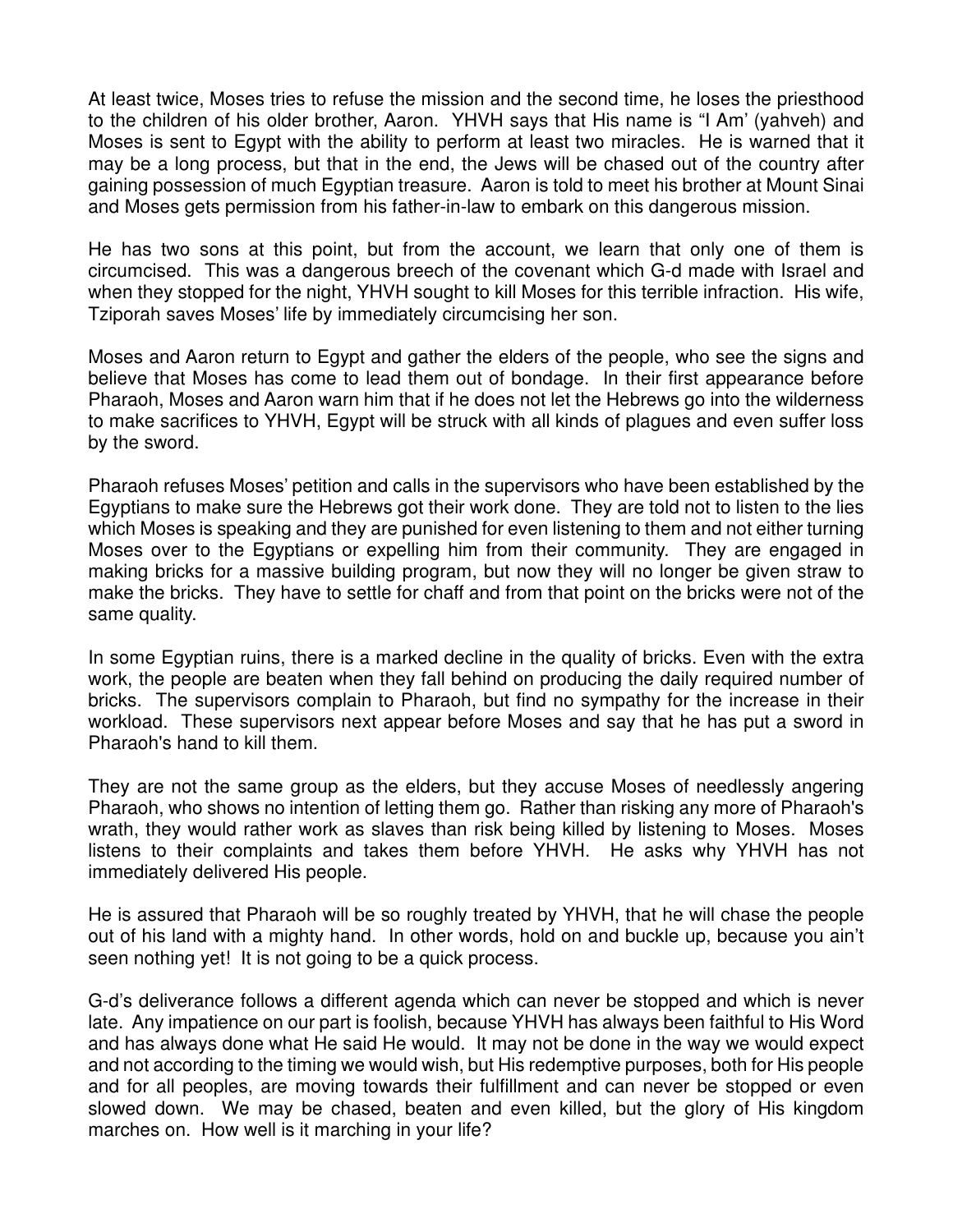At least twice, Moses tries to refuse the mission and the second time, he loses the priesthood to the children of his older brother, Aaron. YHVH says that His name is "I Am' (yahveh) and Moses is sent to Egypt with the ability to perform at least two miracles. He is warned that it may be a long process, but that in the end, the Jews will be chased out of the country after gaining possession of much Egyptian treasure. Aaron is told to meet his brother at Mount Sinai and Moses gets permission from his father-in-law to embark on this dangerous mission.

He has two sons at this point, but from the account, we learn that only one of them is circumcised. This was a dangerous breech of the covenant which G-d made with Israel and when they stopped for the night, YHVH sought to kill Moses for this terrible infraction. His wife, Tziporah saves Moses' life by immediately circumcising her son.

Moses and Aaron return to Egypt and gather the elders of the people, who see the signs and believe that Moses has come to lead them out of bondage. In their first appearance before Pharaoh, Moses and Aaron warn him that if he does not let the Hebrews go into the wilderness to make sacrifices to YHVH, Egypt will be struck with all kinds of plagues and even suffer loss by the sword.

Pharaoh refuses Moses' petition and calls in the supervisors who have been established by the Egyptians to make sure the Hebrews got their work done. They are told not to listen to the lies which Moses is speaking and they are punished for even listening to them and not either turning Moses over to the Egyptians or expelling him from their community. They are engaged in making bricks for a massive building program, but now they will no longer be given straw to make the bricks. They have to settle for chaff and from that point on the bricks were not of the same quality.

In some Egyptian ruins, there is a marked decline in the quality of bricks. Even with the extra work, the people are beaten when they fall behind on producing the daily required number of bricks. The supervisors complain to Pharaoh, but find no sympathy for the increase in their workload. These supervisors next appear before Moses and say that he has put a sword in Pharaoh's hand to kill them.

They are not the same group as the elders, but they accuse Moses of needlessly angering Pharaoh, who shows no intention of letting them go. Rather than risking any more of Pharaoh's wrath, they would rather work as slaves than risk being killed by listening to Moses. Moses listens to their complaints and takes them before YHVH. He asks why YHVH has not immediately delivered His people.

He is assured that Pharaoh will be so roughly treated by YHVH, that he will chase the people out of his land with a mighty hand. In other words, hold on and buckle up, because you ain't seen nothing yet! It is not going to be a quick process.

G-d's deliverance follows a different agenda which can never be stopped and which is never late. Any impatience on our part is foolish, because YHVH has always been faithful to His Word and has always done what He said He would. It may not be done in the way we would expect and not according to the timing we would wish, but His redemptive purposes, both for His people and for all peoples, are moving towards their fulfillment and can never be stopped or even slowed down. We may be chased, beaten and even killed, but the glory of His kingdom marches on. How well is it marching in your life?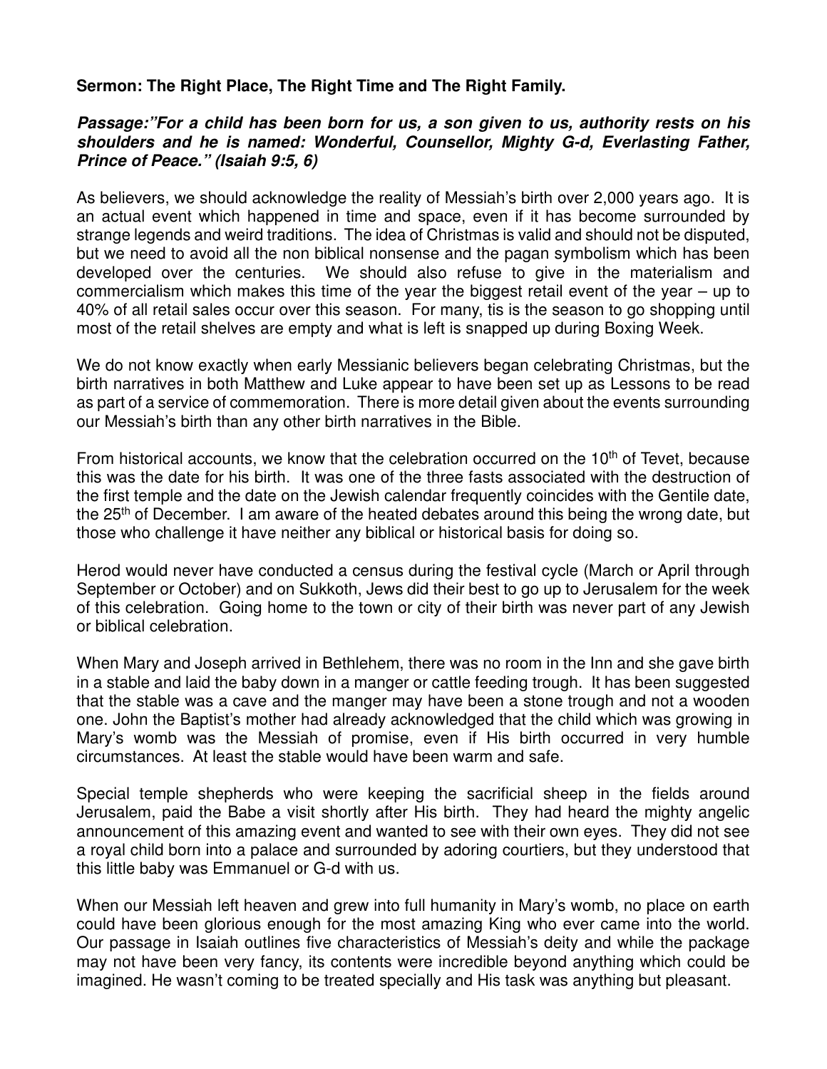**Sermon: The Right Place, The Right Time and The Right Family.**

***Passage:"For a child has been born for us, a son given to us, authority rests on his shoulders and he is named: Wonderful, Counsellor, Mighty G-d, Everlasting Father, Prince of Peace." (Isaiah 9:5, 6)***

As believers, we should acknowledge the reality of Messiah's birth over 2,000 years ago. It is an actual event which happened in time and space, even if it has become surrounded by strange legends and weird traditions. The idea of Christmas is valid and should not be disputed, but we need to avoid all the non biblical nonsense and the pagan symbolism which has been developed over the centuries. We should also refuse to give in the materialism and commercialism which makes this time of the year the biggest retail event of the year – up to 40% of all retail sales occur over this season. For many, tis is the season to go shopping until most of the retail shelves are empty and what is left is snapped up during Boxing Week.

We do not know exactly when early Messianic believers began celebrating Christmas, but the birth narratives in both Matthew and Luke appear to have been set up as Lessons to be read as part of a service of commemoration. There is more detail given about the events surrounding our Messiah's birth than any other birth narratives in the Bible.

From historical accounts, we know that the celebration occurred on the 10th of Tevet, because this was the date for his birth. It was one of the three fasts associated with the destruction of the first temple and the date on the Jewish calendar frequently coincides with the Gentile date, the 25th of December. I am aware of the heated debates around this being the wrong date, but those who challenge it have neither any biblical or historical basis for doing so.

Herod would never have conducted a census during the festival cycle (March or April through September or October) and on Sukkoth, Jews did their best to go up to Jerusalem for the week of this celebration. Going home to the town or city of their birth was never part of any Jewish or biblical celebration.

When Mary and Joseph arrived in Bethlehem, there was no room in the Inn and she gave birth in a stable and laid the baby down in a manger or cattle feeding trough. It has been suggested that the stable was a cave and the manger may have been a stone trough and not a wooden one. John the Baptist's mother had already acknowledged that the child which was growing in Mary's womb was the Messiah of promise, even if His birth occurred in very humble circumstances. At least the stable would have been warm and safe.

Special temple shepherds who were keeping the sacrificial sheep in the fields around Jerusalem, paid the Babe a visit shortly after His birth. They had heard the mighty angelic announcement of this amazing event and wanted to see with their own eyes. They did not see a royal child born into a palace and surrounded by adoring courtiers, but they understood that this little baby was Emmanuel or G-d with us.

When our Messiah left heaven and grew into full humanity in Mary's womb, no place on earth could have been glorious enough for the most amazing King who ever came into the world. Our passage in Isaiah outlines five characteristics of Messiah's deity and while the package may not have been very fancy, its contents were incredible beyond anything which could be imagined. He wasn't coming to be treated specially and His task was anything but pleasant.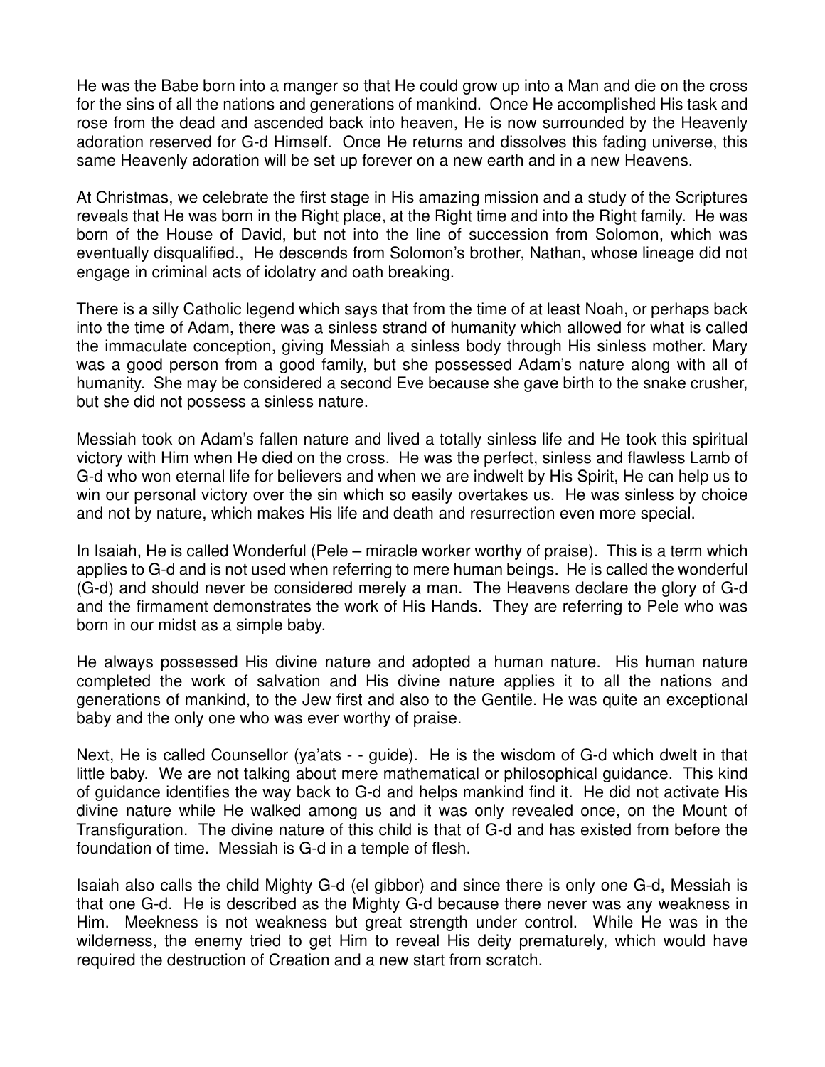He was the Babe born into a manger so that He could grow up into a Man and die on the cross for the sins of all the nations and generations of mankind. Once He accomplished His task and rose from the dead and ascended back into heaven, He is now surrounded by the Heavenly adoration reserved for G-d Himself. Once He returns and dissolves this fading universe, this same Heavenly adoration will be set up forever on a new earth and in a new Heavens.

At Christmas, we celebrate the first stage in His amazing mission and a study of the Scriptures reveals that He was born in the Right place, at the Right time and into the Right family. He was born of the House of David, but not into the line of succession from Solomon, which was eventually disqualified., He descends from Solomon's brother, Nathan, whose lineage did not engage in criminal acts of idolatry and oath breaking.

There is a silly Catholic legend which says that from the time of at least Noah, or perhaps back into the time of Adam, there was a sinless strand of humanity which allowed for what is called the immaculate conception, giving Messiah a sinless body through His sinless mother. Mary was a good person from a good family, but she possessed Adam's nature along with all of humanity. She may be considered a second Eve because she gave birth to the snake crusher, but she did not possess a sinless nature.

Messiah took on Adam's fallen nature and lived a totally sinless life and He took this spiritual victory with Him when He died on the cross. He was the perfect, sinless and flawless Lamb of G-d who won eternal life for believers and when we are indwelt by His Spirit, He can help us to win our personal victory over the sin which so easily overtakes us. He was sinless by choice and not by nature, which makes His life and death and resurrection even more special.

In Isaiah, He is called Wonderful (Pele – miracle worker worthy of praise). This is a term which applies to G-d and is not used when referring to mere human beings. He is called the wonderful (G-d) and should never be considered merely a man. The Heavens declare the glory of G-d and the firmament demonstrates the work of His Hands. They are referring to Pele who was born in our midst as a simple baby.

He always possessed His divine nature and adopted a human nature. His human nature completed the work of salvation and His divine nature applies it to all the nations and generations of mankind, to the Jew first and also to the Gentile. He was quite an exceptional baby and the only one who was ever worthy of praise.

Next, He is called Counsellor (ya'ats - - guide). He is the wisdom of G-d which dwelt in that little baby. We are not talking about mere mathematical or philosophical guidance. This kind of guidance identifies the way back to G-d and helps mankind find it. He did not activate His divine nature while He walked among us and it was only revealed once, on the Mount of Transfiguration. The divine nature of this child is that of G-d and has existed from before the foundation of time. Messiah is G-d in a temple of flesh.

Isaiah also calls the child Mighty G-d (el gibbor) and since there is only one G-d, Messiah is that one G-d. He is described as the Mighty G-d because there never was any weakness in Him. Meekness is not weakness but great strength under control. While He was in the wilderness, the enemy tried to get Him to reveal His deity prematurely, which would have required the destruction of Creation and a new start from scratch.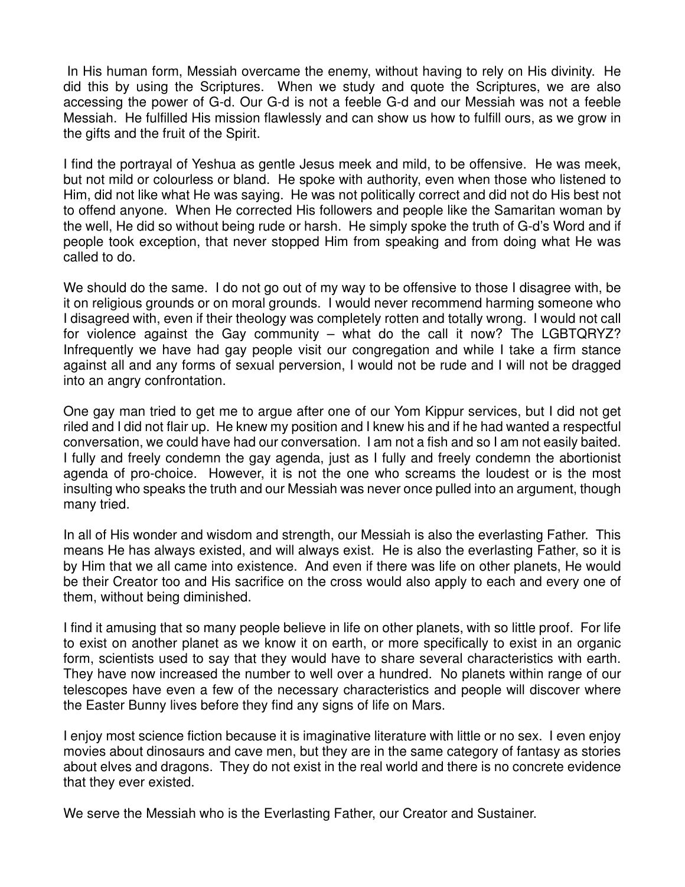In His human form, Messiah overcame the enemy, without having to rely on His divinity. He did this by using the Scriptures. When we study and quote the Scriptures, we are also accessing the power of G-d. Our G-d is not a feeble G-d and our Messiah was not a feeble Messiah. He fulfilled His mission flawlessly and can show us how to fulfill ours, as we grow in the gifts and the fruit of the Spirit.

I find the portrayal of Yeshua as gentle Jesus meek and mild, to be offensive. He was meek, but not mild or colourless or bland. He spoke with authority, even when those who listened to Him, did not like what He was saying. He was not politically correct and did not do His best not to offend anyone. When He corrected His followers and people like the Samaritan woman by the well, He did so without being rude or harsh. He simply spoke the truth of G-d's Word and if people took exception, that never stopped Him from speaking and from doing what He was called to do.

We should do the same. I do not go out of my way to be offensive to those I disagree with, be it on religious grounds or on moral grounds. I would never recommend harming someone who I disagreed with, even if their theology was completely rotten and totally wrong. I would not call for violence against the Gay community – what do the call it now? The LGBTQRYZ? Infrequently we have had gay people visit our congregation and while I take a firm stance against all and any forms of sexual perversion, I would not be rude and I will not be dragged into an angry confrontation.

One gay man tried to get me to argue after one of our Yom Kippur services, but I did not get riled and I did not flair up. He knew my position and I knew his and if he had wanted a respectful conversation, we could have had our conversation. I am not a fish and so I am not easily baited. I fully and freely condemn the gay agenda, just as I fully and freely condemn the abortionist agenda of pro-choice. However, it is not the one who screams the loudest or is the most insulting who speaks the truth and our Messiah was never once pulled into an argument, though many tried.

In all of His wonder and wisdom and strength, our Messiah is also the everlasting Father. This means He has always existed, and will always exist. He is also the everlasting Father, so it is by Him that we all came into existence. And even if there was life on other planets, He would be their Creator too and His sacrifice on the cross would also apply to each and every one of them, without being diminished.

I find it amusing that so many people believe in life on other planets, with so little proof. For life to exist on another planet as we know it on earth, or more specifically to exist in an organic form, scientists used to say that they would have to share several characteristics with earth. They have now increased the number to well over a hundred. No planets within range of our telescopes have even a few of the necessary characteristics and people will discover where the Easter Bunny lives before they find any signs of life on Mars.

I enjoy most science fiction because it is imaginative literature with little or no sex. I even enjoy movies about dinosaurs and cave men, but they are in the same category of fantasy as stories about elves and dragons. They do not exist in the real world and there is no concrete evidence that they ever existed.

We serve the Messiah who is the Everlasting Father, our Creator and Sustainer.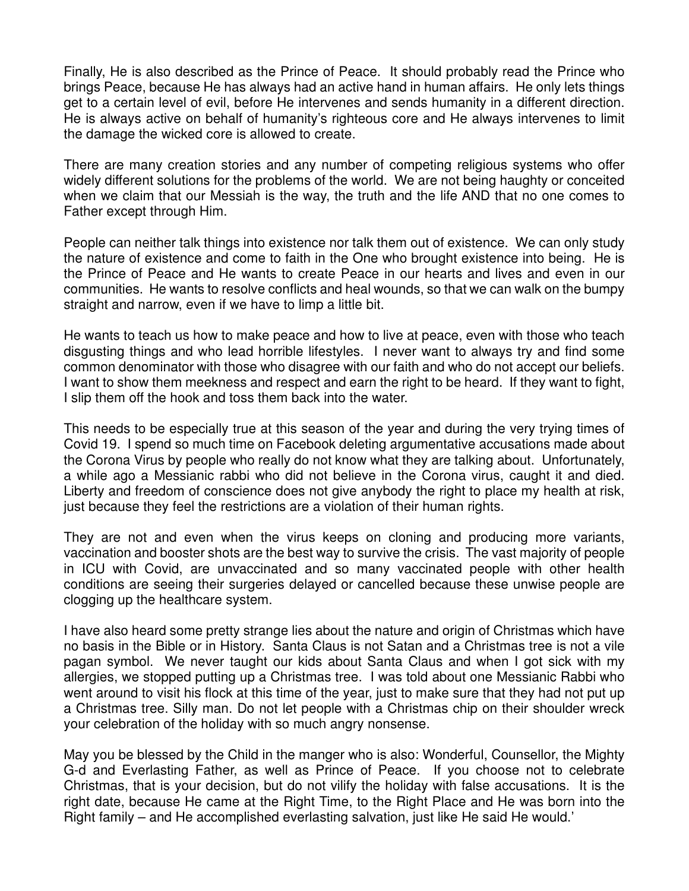Finally, He is also described as the Prince of Peace. It should probably read the Prince who brings Peace, because He has always had an active hand in human affairs. He only lets things get to a certain level of evil, before He intervenes and sends humanity in a different direction. He is always active on behalf of humanity's righteous core and He always intervenes to limit the damage the wicked core is allowed to create.

There are many creation stories and any number of competing religious systems who offer widely different solutions for the problems of the world. We are not being haughty or conceited when we claim that our Messiah is the way, the truth and the life AND that no one comes to Father except through Him.

People can neither talk things into existence nor talk them out of existence. We can only study the nature of existence and come to faith in the One who brought existence into being. He is the Prince of Peace and He wants to create Peace in our hearts and lives and even in our communities. He wants to resolve conflicts and heal wounds, so that we can walk on the bumpy straight and narrow, even if we have to limp a little bit.

He wants to teach us how to make peace and how to live at peace, even with those who teach disgusting things and who lead horrible lifestyles. I never want to always try and find some common denominator with those who disagree with our faith and who do not accept our beliefs. I want to show them meekness and respect and earn the right to be heard. If they want to fight, I slip them off the hook and toss them back into the water.

This needs to be especially true at this season of the year and during the very trying times of Covid 19. I spend so much time on Facebook deleting argumentative accusations made about the Corona Virus by people who really do not know what they are talking about. Unfortunately, a while ago a Messianic rabbi who did not believe in the Corona virus, caught it and died. Liberty and freedom of conscience does not give anybody the right to place my health at risk, just because they feel the restrictions are a violation of their human rights.

They are not and even when the virus keeps on cloning and producing more variants, vaccination and booster shots are the best way to survive the crisis. The vast majority of people in ICU with Covid, are unvaccinated and so many vaccinated people with other health conditions are seeing their surgeries delayed or cancelled because these unwise people are clogging up the healthcare system.

I have also heard some pretty strange lies about the nature and origin of Christmas which have no basis in the Bible or in History. Santa Claus is not Satan and a Christmas tree is not a vile pagan symbol. We never taught our kids about Santa Claus and when I got sick with my allergies, we stopped putting up a Christmas tree. I was told about one Messianic Rabbi who went around to visit his flock at this time of the year, just to make sure that they had not put up a Christmas tree. Silly man. Do not let people with a Christmas chip on their shoulder wreck your celebration of the holiday with so much angry nonsense.

May you be blessed by the Child in the manger who is also: Wonderful, Counsellor, the Mighty G-d and Everlasting Father, as well as Prince of Peace. If you choose not to celebrate Christmas, that is your decision, but do not vilify the holiday with false accusations. It is the right date, because He came at the Right Time, to the Right Place and He was born into the Right family – and He accomplished everlasting salvation, just like He said He would.'